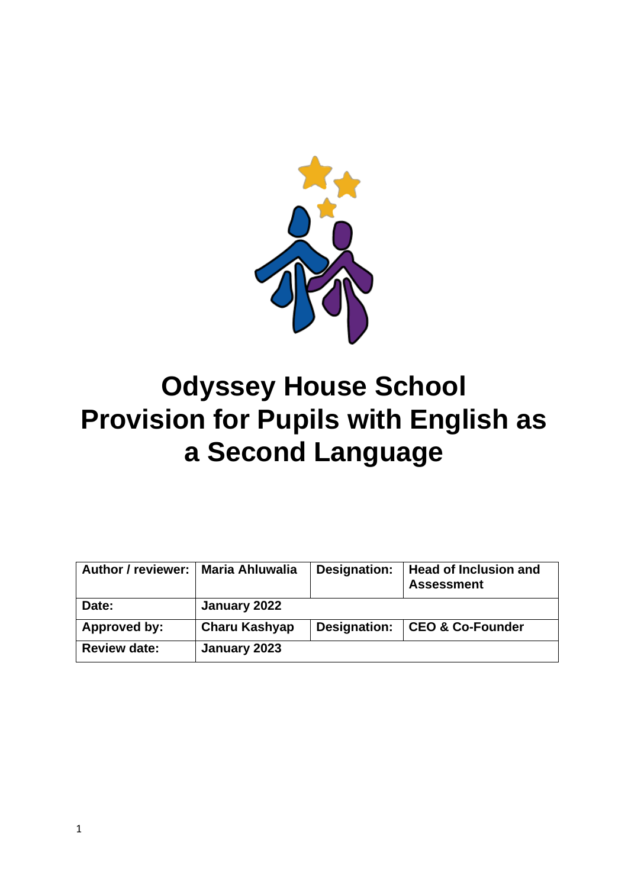# Odyssey House School
# Provision for Pupils with English as a Second Language

| Author / reviewer: | Maria Ahluwalia | Designation: | Head of Inclusion and Assessment |
|---|---|---|---|
| Date: | January 2022 | | |
| Approved by: | Charu Kashyap | Designation: | CEO & Co-Founder |
| Review date: | January 2023 | | |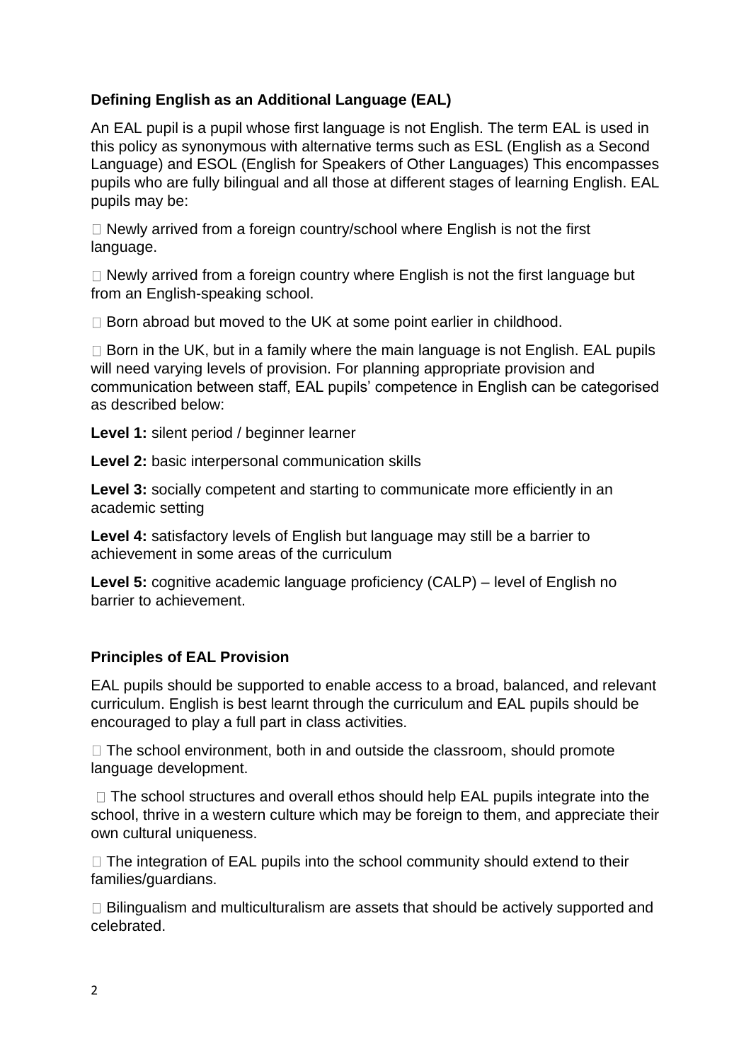### Defining English as an Additional Language (EAL)

An EAL pupil is a pupil whose first language is not English. The term EAL is used in this policy as synonymous with alternative terms such as ESL (English as a Second Language) and ESOL (English for Speakers of Other Languages) This encompasses pupils who are fully bilingual and all those at different stages of learning English. EAL pupils may be:

- Newly arrived from a foreign country/school where English is not the first language.
- Newly arrived from a foreign country where English is not the first language but from an English-speaking school.
- Born abroad but moved to the UK at some point earlier in childhood.
- Born in the UK, but in a family where the main language is not English. EAL pupils will need varying levels of provision. For planning appropriate provision and communication between staff, EAL pupils' competence in English can be categorised as described below:

**Level 1:** silent period / beginner learner

**Level 2:** basic interpersonal communication skills

**Level 3:** socially competent and starting to communicate more efficiently in an academic setting

**Level 4:** satisfactory levels of English but language may still be a barrier to achievement in some areas of the curriculum

**Level 5:** cognitive academic language proficiency (CALP) – level of English no barrier to achievement.

### Principles of EAL Provision

EAL pupils should be supported to enable access to a broad, balanced, and relevant curriculum. English is best learnt through the curriculum and EAL pupils should be encouraged to play a full part in class activities.

- The school environment, both in and outside the classroom, should promote language development.
- The school structures and overall ethos should help EAL pupils integrate into the school, thrive in a western culture which may be foreign to them, and appreciate their own cultural uniqueness.
- The integration of EAL pupils into the school community should extend to their families/guardians.
- Bilingualism and multiculturalism are assets that should be actively supported and celebrated.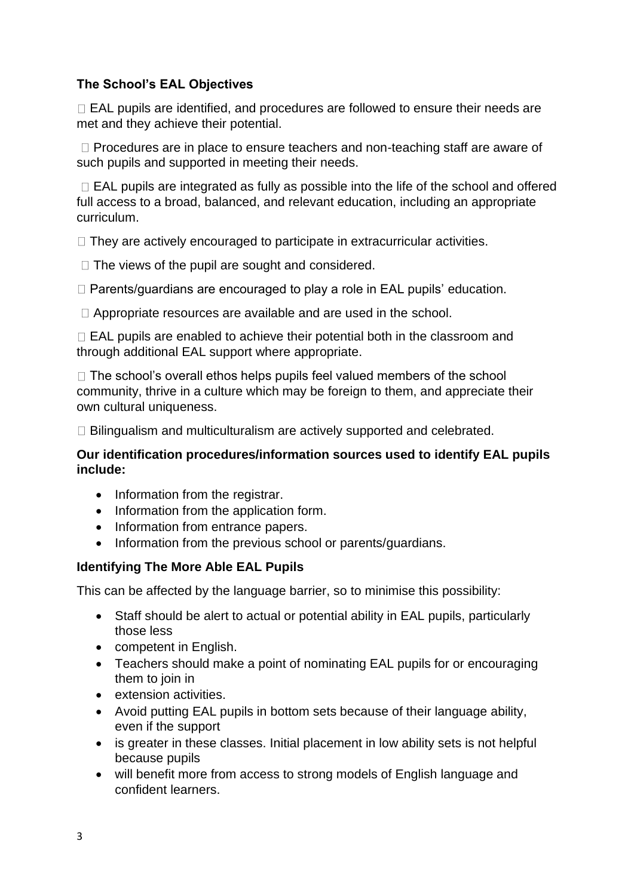### The School's EAL Objectives

- EAL pupils are identified, and procedures are followed to ensure their needs are met and they achieve their potential.
- Procedures are in place to ensure teachers and non-teaching staff are aware of such pupils and supported in meeting their needs.
- EAL pupils are integrated as fully as possible into the life of the school and offered full access to a broad, balanced, and relevant education, including an appropriate curriculum.
- They are actively encouraged to participate in extracurricular activities.
- The views of the pupil are sought and considered.
- Parents/guardians are encouraged to play a role in EAL pupils' education.
- Appropriate resources are available and are used in the school.
- EAL pupils are enabled to achieve their potential both in the classroom and through additional EAL support where appropriate.
- The school's overall ethos helps pupils feel valued members of the school community, thrive in a culture which may be foreign to them, and appreciate their own cultural uniqueness.
- Bilingualism and multiculturalism are actively supported and celebrated.

### Our identification procedures/information sources used to identify EAL pupils include:

- Information from the registrar.
- Information from the application form.
- Information from entrance papers.
- Information from the previous school or parents/guardians.

### Identifying The More Able EAL Pupils

This can be affected by the language barrier, so to minimise this possibility:

- Staff should be alert to actual or potential ability in EAL pupils, particularly those less
- competent in English.
- Teachers should make a point of nominating EAL pupils for or encouraging them to join in
- extension activities.
- Avoid putting EAL pupils in bottom sets because of their language ability, even if the support
- is greater in these classes. Initial placement in low ability sets is not helpful because pupils
- will benefit more from access to strong models of English language and confident learners.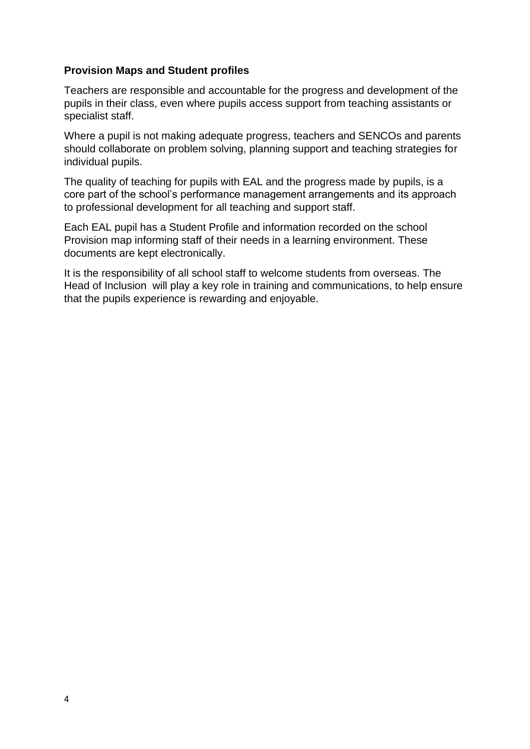**Provision Maps and Student profiles**

Teachers are responsible and accountable for the progress and development of the pupils in their class, even where pupils access support from teaching assistants or specialist staff.

Where a pupil is not making adequate progress, teachers and SENCOs and parents should collaborate on problem solving, planning support and teaching strategies for individual pupils.

The quality of teaching for pupils with EAL and the progress made by pupils, is a core part of the school's performance management arrangements and its approach to professional development for all teaching and support staff.

Each EAL pupil has a Student Profile and information recorded on the school Provision map informing staff of their needs in a learning environment. These documents are kept electronically.

It is the responsibility of all school staff to welcome students from overseas. The Head of Inclusion will play a key role in training and communications, to help ensure that the pupils experience is rewarding and enjoyable.